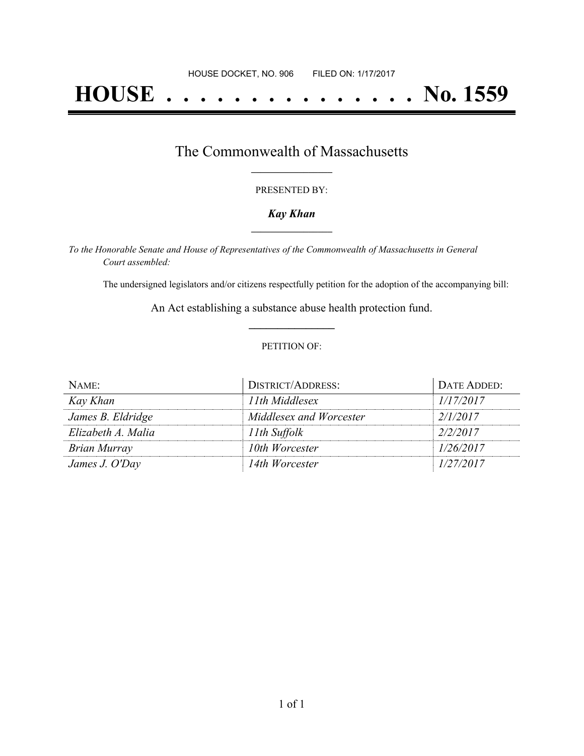HOUSE DOCKET, NO. 906 FILED ON: 1/17/2017

# HOUSE . . . . . . . . . . . . . . . No. 1559

## The Commonwealth of Massachusetts

PRESENTED BY:

***Kay Khan***

*To the Honorable Senate and House of Representatives of the Commonwealth of Massachusetts in General Court assembled:*

The undersigned legislators and/or citizens respectfully petition for the adoption of the accompanying bill:

An Act establishing a substance abuse health protection fund.

PETITION OF:

| NAME: | DISTRICT/ADDRESS: | DATE ADDED: |
|---|---|---|
| *Kay Khan* | *11th Middlesex* | *1/17/2017* |
| *James B. Eldridge* | *Middlesex and Worcester* | *2/1/2017* |
| *Elizabeth A. Malia* | *11th Suffolk* | *2/2/2017* |
| *Brian Murray* | *10th Worcester* | *1/26/2017* |
| *James J. O'Day* | *14th Worcester* | *1/27/2017* |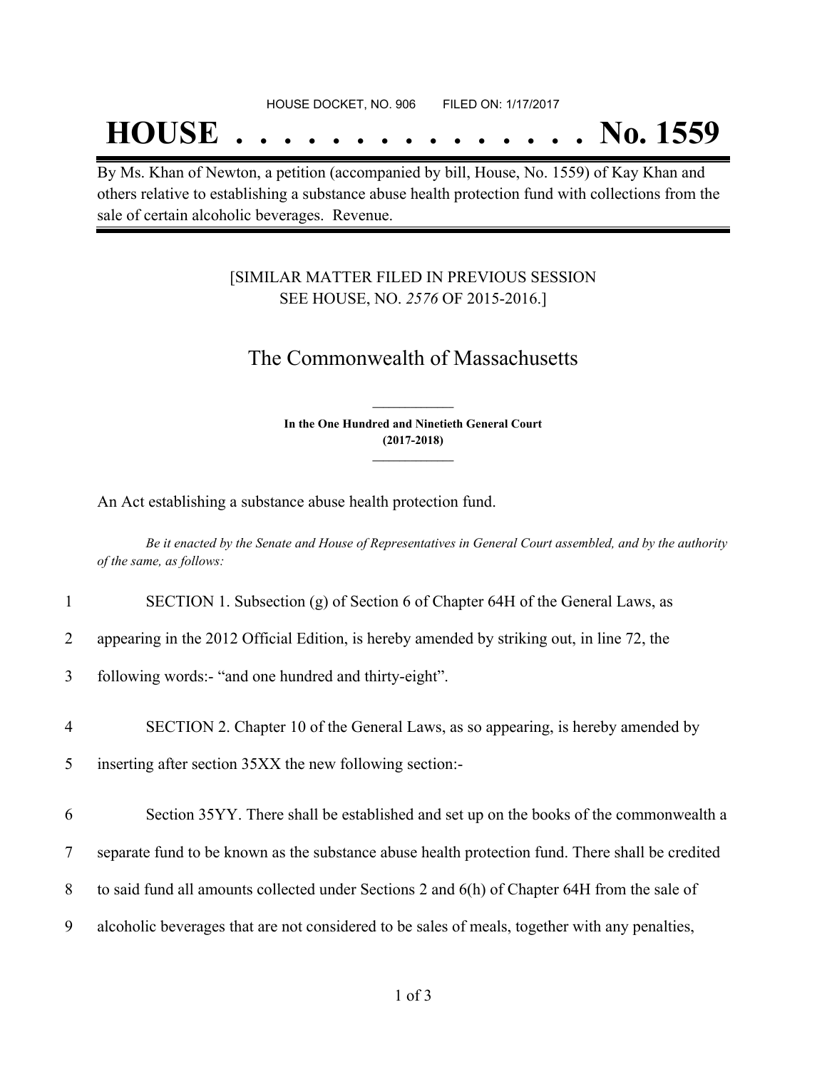HOUSE DOCKET, NO. 906 FILED ON: 1/17/2017

# HOUSE . . . . . . . . . . . . . . . No. 1559

By Ms. Khan of Newton, a petition (accompanied by bill, House, No. 1559) of Kay Khan and others relative to establishing a substance abuse health protection fund with collections from the sale of certain alcoholic beverages. Revenue.

[SIMILAR MATTER FILED IN PREVIOUS SESSION SEE HOUSE, NO. *2576* OF 2015-2016.]

## The Commonwealth of Massachusetts

**In the One Hundred and Ninetieth General Court (2017-2018)**

An Act establishing a substance abuse health protection fund.

*Be it enacted by the Senate and House of Representatives in General Court assembled, and by the authority of the same, as follows:*

1 SECTION 1. Subsection (g) of Section 6 of Chapter 64H of the General Laws, as
2 appearing in the 2012 Official Edition, is hereby amended by striking out, in line 72, the
3 following words:- "and one hundred and thirty-eight".

4 SECTION 2. Chapter 10 of the General Laws, as so appearing, is hereby amended by
5 inserting after section 35XX the new following section:-

6 Section 35YY. There shall be established and set up on the books of the commonwealth a
7 separate fund to be known as the substance abuse health protection fund. There shall be credited
8 to said fund all amounts collected under Sections 2 and 6(h) of Chapter 64H from the sale of
9 alcoholic beverages that are not considered to be sales of meals, together with any penalties,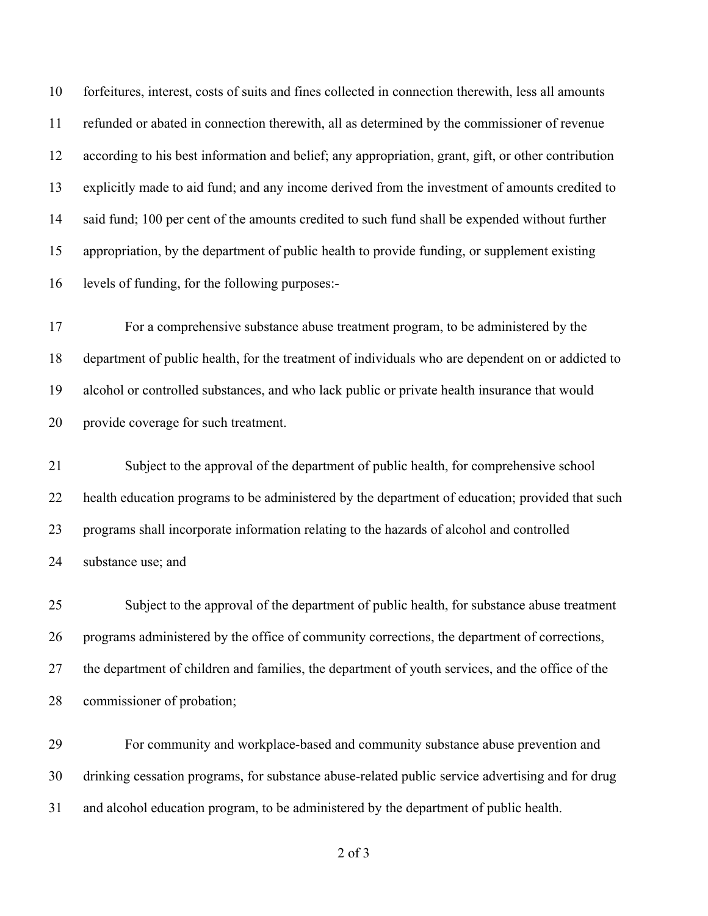forfeitures, interest, costs of suits and fines collected in connection therewith, less all amounts refunded or abated in connection therewith, all as determined by the commissioner of revenue according to his best information and belief; any appropriation, grant, gift, or other contribution explicitly made to aid fund; and any income derived from the investment of amounts credited to said fund; 100 per cent of the amounts credited to such fund shall be expended without further appropriation, by the department of public health to provide funding, or supplement existing levels of funding, for the following purposes:-

For a comprehensive substance abuse treatment program, to be administered by the department of public health, for the treatment of individuals who are dependent on or addicted to alcohol or controlled substances, and who lack public or private health insurance that would provide coverage for such treatment.

Subject to the approval of the department of public health, for comprehensive school health education programs to be administered by the department of education; provided that such programs shall incorporate information relating to the hazards of alcohol and controlled substance use; and

Subject to the approval of the department of public health, for substance abuse treatment programs administered by the office of community corrections, the department of corrections, the department of children and families, the department of youth services, and the office of the commissioner of probation;

For community and workplace-based and community substance abuse prevention and drinking cessation programs, for substance abuse-related public service advertising and for drug and alcohol education program, to be administered by the department of public health.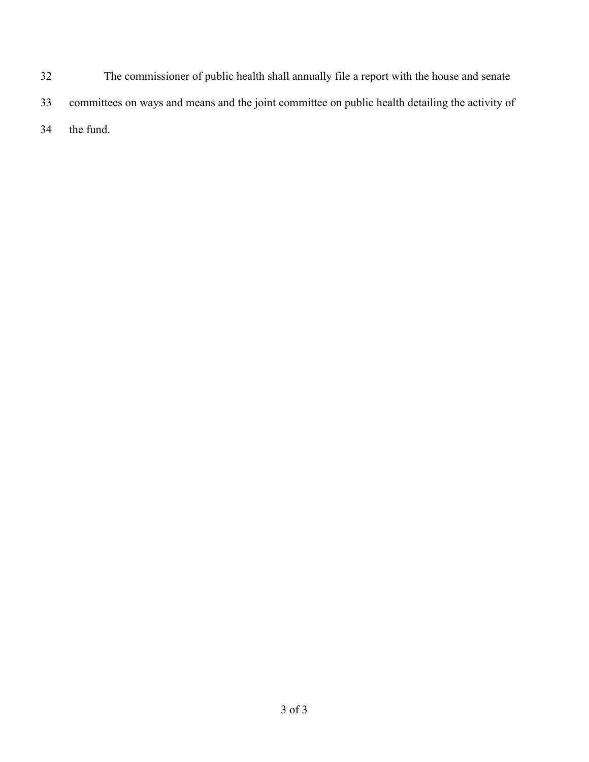The commissioner of public health shall annually file a report with the house and senate committees on ways and means and the joint committee on public health detailing the activity of the fund.